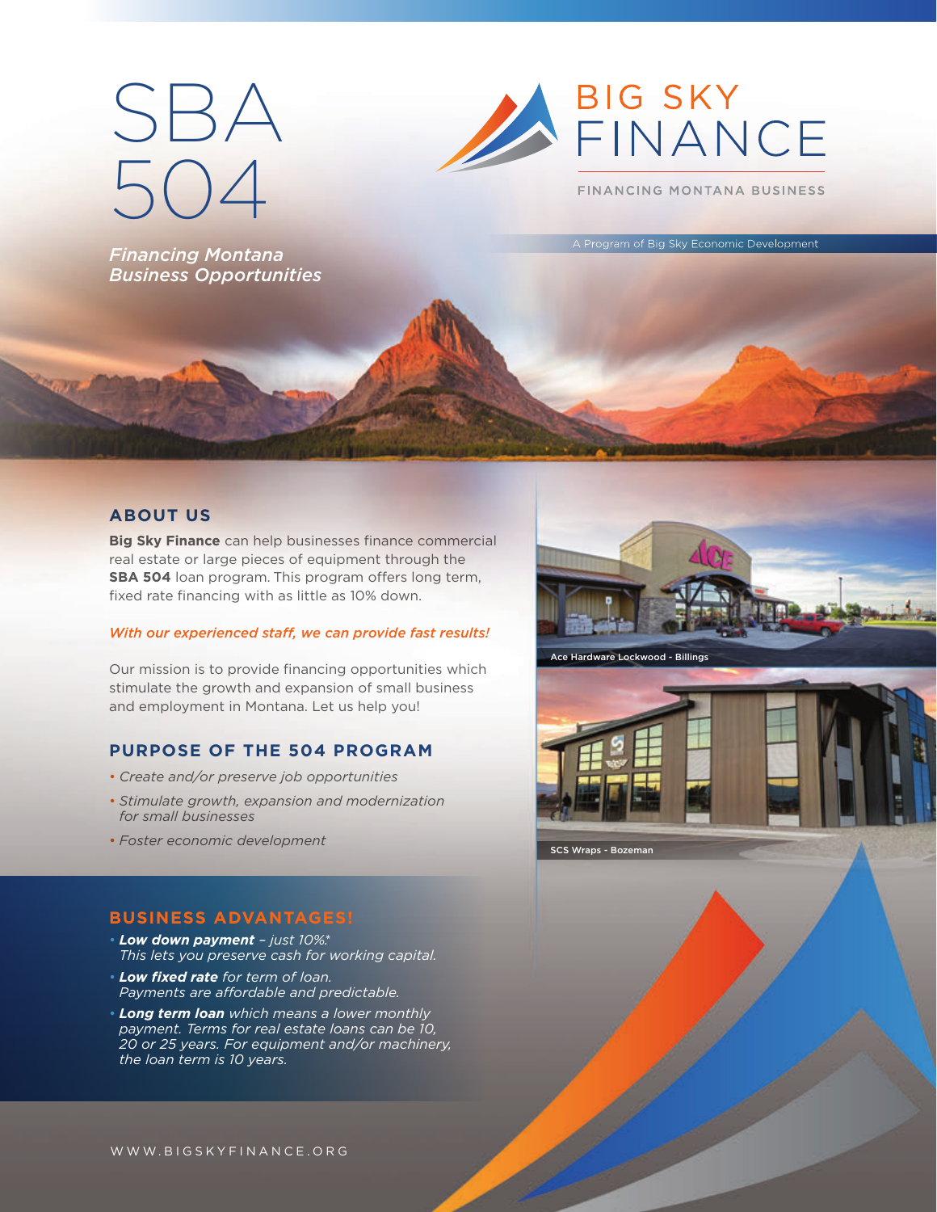# SBA 504

*Financing Montana Business Opportunities*

BIG SKY FINANCE

FINANCING MONTANA BUSINESS

A Program of Big Sky Economic Development

## ABOUT US

**Big Sky Finance** can help businesses finance commercial real estate or large pieces of equipment through the **SBA 504** loan program. This program offers long term, fixed rate financing with as little as 10% down.

*With our experienced staff, we can provide fast results!*

Our mission is to provide financing opportunities which stimulate the growth and expansion of small business and employment in Montana. Let us help you!

## PURPOSE OF THE 504 PROGRAM

- *Create and/or preserve job opportunities*
- *Stimulate growth, expansion and modernization for small businesses*
- *Foster economic development*

Ace Hardware Lockwood - Billings

SCS Wraps - Bozeman

## BUSINESS ADVANTAGES!

- ***Low down payment** – just 10%.* This lets you preserve cash for working capital.*
- ***Low fixed rate** for term of loan. Payments are affordable and predictable.*
- ***Long term loan** which means a lower monthly payment. Terms for real estate loans can be 10, 20 or 25 years. For equipment and/or machinery, the loan term is 10 years.*

WWW.BIGSKYFINANCE.ORG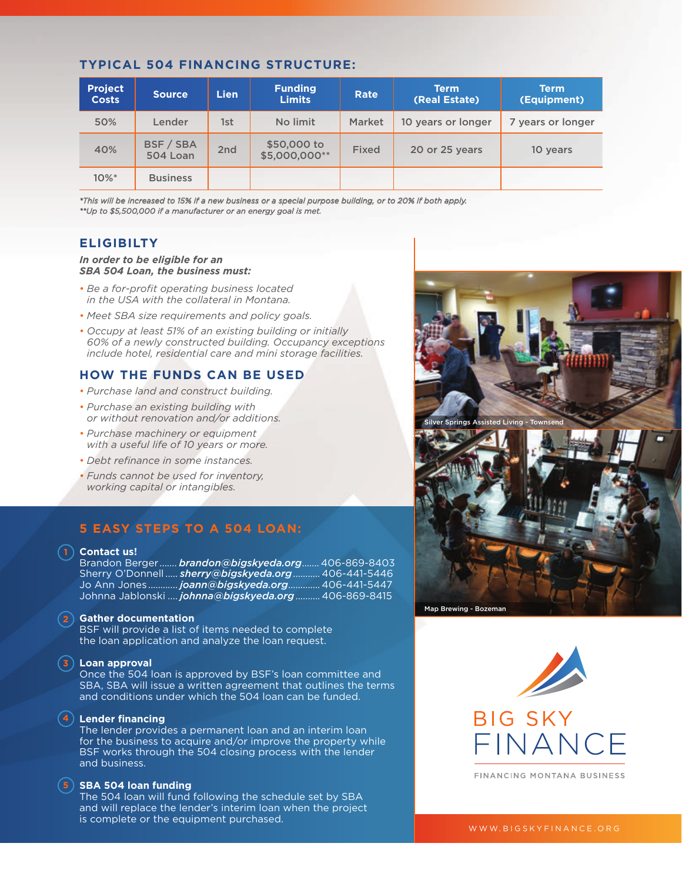## TYPICAL 504 FINANCING STRUCTURE:

| Project Costs | Source | Lien | Funding Limits | Rate | Term (Real Estate) | Term (Equipment) |
|---|---|---|---|---|---|---|
| 50% | Lender | 1st | No limit | Market | 10 years or longer | 7 years or longer |
| 40% | BSF / SBA 504 Loan | 2nd | $50,000 to $5,000,000** | Fixed | 20 or 25 years | 10 years |
| 10%* | Business | | | | | |

*\*This will be increased to 15% if a new business or a special purpose building, or to 20% if both apply.*
*\*\*Up to $5,500,000 if a manufacturer or an energy goal is met.*

## ELIGIBILTY

***In order to be eligible for an SBA 504 Loan, the business must:***

- *Be a for-profit operating business located in the USA with the collateral in Montana.*
- *Meet SBA size requirements and policy goals.*
- *Occupy at least 51% of an existing building or initially 60% of a newly constructed building. Occupancy exceptions include hotel, residential care and mini storage facilities.*

## HOW THE FUNDS CAN BE USED

- *Purchase land and construct building.*
- *Purchase an existing building with or without renovation and/or additions.*
- *Purchase machinery or equipment with a useful life of 10 years or more.*
- *Debt refinance in some instances.*
- *Funds cannot be used for inventory, working capital or intangibles.*

Silver Springs Assisted Living - Townsend

Map Brewing - Bozeman

## 5 EASY STEPS TO A 504 LOAN:

1. **Contact us!**
   Brandon Berger ....... ***brandon@bigskyeda.org*** ....... 406-869-8403
   Sherry O'Donnell ..... ***sherry@bigskyeda.org*** .......... 406-441-5446
   Jo Ann Jones ............ ***joann@bigskyeda.org*** ............ 406-441-5447
   Johnna Jablonski .... ***johnna@bigskyeda.org*** .......... 406-869-8415

2. **Gather documentation**
   BSF will provide a list of items needed to complete the loan application and analyze the loan request.

3. **Loan approval**
   Once the 504 loan is approved by BSF's loan committee and SBA, SBA will issue a written agreement that outlines the terms and conditions under which the 504 loan can be funded.

4. **Lender financing**
   The lender provides a permanent loan and an interim loan for the business to acquire and/or improve the property while BSF works through the 504 closing process with the lender and business.

5. **SBA 504 loan funding**
   The 504 loan will fund following the schedule set by SBA and will replace the lender's interim loan when the project is complete or the equipment purchased.

BIG SKY FINANCE

FINANCING MONTANA BUSINESS

WWW.BIGSKYFINANCE.ORG